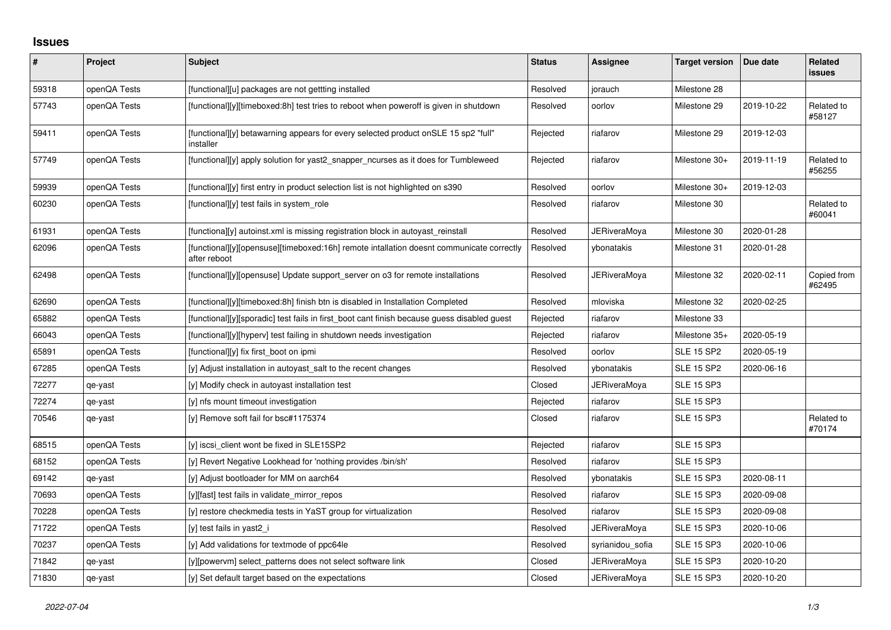# Issues

| # | Project | Subject | Status | Assignee | Target version | Due date | Related issues |
|---|---|---|---|---|---|---|---|
| 59318 | openQA Tests | [functional][u] packages are not gettting installed | Resolved | jorauch | Milestone 28 | | |
| 57743 | openQA Tests | [functional][y][timeboxed:8h] test tries to reboot when poweroff is given in shutdown | Resolved | oorlov | Milestone 29 | 2019-10-22 | Related to #58127 |
| 59411 | openQA Tests | [functional][y] betawarning appears for every selected product onSLE 15 sp2 "full" installer | Rejected | riafarov | Milestone 29 | 2019-12-03 | |
| 57749 | openQA Tests | [functional][y] apply solution for yast2_snapper_ncurses as it does for Tumbleweed | Rejected | riafarov | Milestone 30+ | 2019-11-19 | Related to #56255 |
| 59939 | openQA Tests | [functional][y] first entry in product selection list is not highlighted on s390 | Resolved | oorlov | Milestone 30+ | 2019-12-03 | |
| 60230 | openQA Tests | [functional][y] test fails in system_role | Resolved | riafarov | Milestone 30 | | Related to #60041 |
| 61931 | openQA Tests | [functiona][y] autoinst.xml is missing registration block in autoyast_reinstall | Resolved | JERiveraMoya | Milestone 30 | 2020-01-28 | |
| 62096 | openQA Tests | [functional][y][opensuse][timeboxed:16h] remote intallation doesnt communicate correctly after reboot | Resolved | ybonatakis | Milestone 31 | 2020-01-28 | |
| 62498 | openQA Tests | [functional][y][opensuse] Update support_server on o3 for remote installations | Resolved | JERiveraMoya | Milestone 32 | 2020-02-11 | Copied from #62495 |
| 62690 | openQA Tests | [functional][y][timeboxed:8h] finish btn is disabled in Installation Completed | Resolved | mloviska | Milestone 32 | 2020-02-25 | |
| 65882 | openQA Tests | [functional][y][sporadic] test fails in first_boot cant finish because guess disabled guest | Rejected | riafarov | Milestone 33 | | |
| 66043 | openQA Tests | [functional][y][hyperv] test failing in shutdown needs investigation | Rejected | riafarov | Milestone 35+ | 2020-05-19 | |
| 65891 | openQA Tests | [functional][y] fix first_boot on ipmi | Resolved | oorlov | SLE 15 SP2 | 2020-05-19 | |
| 67285 | openQA Tests | [y] Adjust installation in autoyast_salt to the recent changes | Resolved | ybonatakis | SLE 15 SP2 | 2020-06-16 | |
| 72277 | qe-yast | [y] Modify check in autoyast installation test | Closed | JERiveraMoya | SLE 15 SP3 | | |
| 72274 | qe-yast | [y] nfs mount timeout investigation | Rejected | riafarov | SLE 15 SP3 | | |
| 70546 | qe-yast | [y] Remove soft fail for bsc#1175374 | Closed | riafarov | SLE 15 SP3 | | Related to #70174 |
| 68515 | openQA Tests | [y] iscsi_client wont be fixed in SLE15SP2 | Rejected | riafarov | SLE 15 SP3 | | |
| 68152 | openQA Tests | [y] Revert Negative Lookhead for 'nothing provides /bin/sh' | Resolved | riafarov | SLE 15 SP3 | | |
| 69142 | qe-yast | [y] Adjust bootloader for MM on aarch64 | Resolved | ybonatakis | SLE 15 SP3 | 2020-08-11 | |
| 70693 | openQA Tests | [y][fast] test fails in validate_mirror_repos | Resolved | riafarov | SLE 15 SP3 | 2020-09-08 | |
| 70228 | openQA Tests | [y] restore checkmedia tests in YaST group for virtualization | Resolved | riafarov | SLE 15 SP3 | 2020-09-08 | |
| 71722 | openQA Tests | [y] test fails in yast2_i | Resolved | JERiveraMoya | SLE 15 SP3 | 2020-10-06 | |
| 70237 | openQA Tests | [y] Add validations for textmode of ppc64le | Resolved | syrianidou_sofia | SLE 15 SP3 | 2020-10-06 | |
| 71842 | qe-yast | [y][powervm] select_patterns does not select software link | Closed | JERiveraMoya | SLE 15 SP3 | 2020-10-20 | |
| 71830 | qe-yast | [y] Set default target based on the expectations | Closed | JERiveraMoya | SLE 15 SP3 | 2020-10-20 | |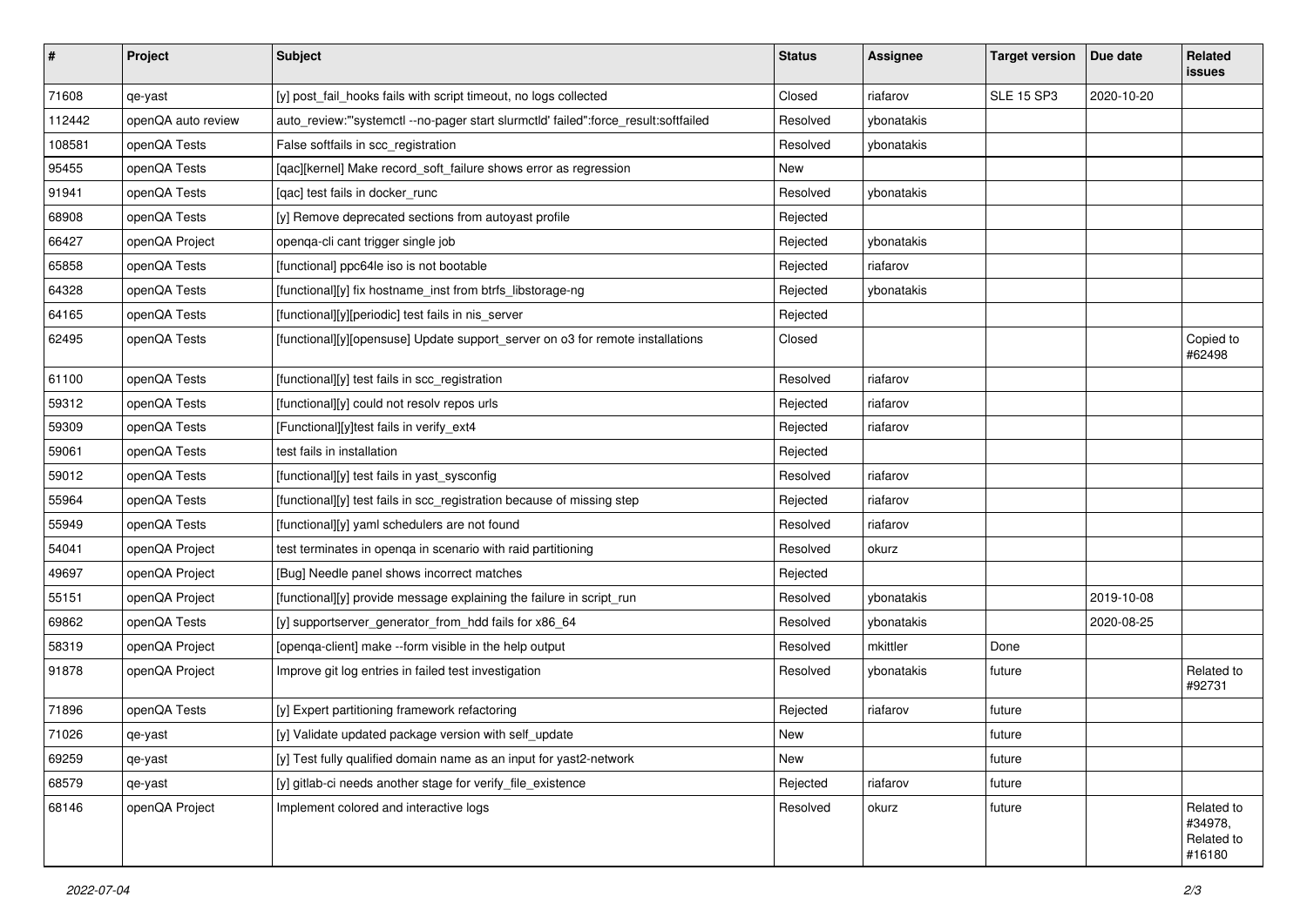| # | Project | Subject | Status | Assignee | Target version | Due date | Related issues |
|---|---|---|---|---|---|---|---|
| 71608 | qe-yast | [y] post_fail_hooks fails with script timeout, no logs collected | Closed | riafarov | SLE 15 SP3 | 2020-10-20 | |
| 112442 | openQA auto review | auto_review:"'systemctl --no-pager start slurmctld' failed":force_result:softfailed | Resolved | ybonatakis | | | |
| 108581 | openQA Tests | False softfails in scc_registration | Resolved | ybonatakis | | | |
| 95455 | openQA Tests | [qac][kernel] Make record_soft_failure shows error as regression | New | | | | |
| 91941 | openQA Tests | [qac] test fails in docker_runc | Resolved | ybonatakis | | | |
| 68908 | openQA Tests | [y] Remove deprecated sections from autoyast profile | Rejected | | | | |
| 66427 | openQA Project | openqa-cli cant trigger single job | Rejected | ybonatakis | | | |
| 65858 | openQA Tests | [functional] ppc64le iso is not bootable | Rejected | riafarov | | | |
| 64328 | openQA Tests | [functional][y] fix hostname_inst from btrfs_libstorage-ng | Rejected | ybonatakis | | | |
| 64165 | openQA Tests | [functional][y][periodic] test fails in nis_server | Rejected | | | | |
| 62495 | openQA Tests | [functional][y][opensuse] Update support_server on o3 for remote installations | Closed | | | | Copied to #62498 |
| 61100 | openQA Tests | [functional][y] test fails in scc_registration | Resolved | riafarov | | | |
| 59312 | openQA Tests | [functional][y] could not resolv repos urls | Rejected | riafarov | | | |
| 59309 | openQA Tests | [Functional][y]test fails in verify_ext4 | Rejected | riafarov | | | |
| 59061 | openQA Tests | test fails in installation | Rejected | | | | |
| 59012 | openQA Tests | [functional][y] test fails in yast_sysconfig | Resolved | riafarov | | | |
| 55964 | openQA Tests | [functional][y] test fails in scc_registration because of missing step | Rejected | riafarov | | | |
| 55949 | openQA Tests | [functional][y] yaml schedulers are not found | Resolved | riafarov | | | |
| 54041 | openQA Project | test terminates in openqa in scenario with raid partitioning | Resolved | okurz | | | |
| 49697 | openQA Project | [Bug] Needle panel shows incorrect matches | Rejected | | | | |
| 55151 | openQA Project | [functional][y] provide message explaining the failure in script_run | Resolved | ybonatakis | | 2019-10-08 | |
| 69862 | openQA Tests | [y] supportserver_generator_from_hdd fails for x86_64 | Resolved | ybonatakis | | 2020-08-25 | |
| 58319 | openQA Project | [openqa-client] make --form visible in the help output | Resolved | mkittler | Done | | |
| 91878 | openQA Project | Improve git log entries in failed test investigation | Resolved | ybonatakis | future | | Related to #92731 |
| 71896 | openQA Tests | [y] Expert partitioning framework refactoring | Rejected | riafarov | future | | |
| 71026 | qe-yast | [y] Validate updated package version with self_update | New | | future | | |
| 69259 | qe-yast | [y] Test fully qualified domain name as an input for yast2-network | New | | future | | |
| 68579 | qe-yast | [y] gitlab-ci needs another stage for verify_file_existence | Rejected | riafarov | future | | |
| 68146 | openQA Project | Implement colored and interactive logs | Resolved | okurz | future | | Related to #34978, Related to #16180 |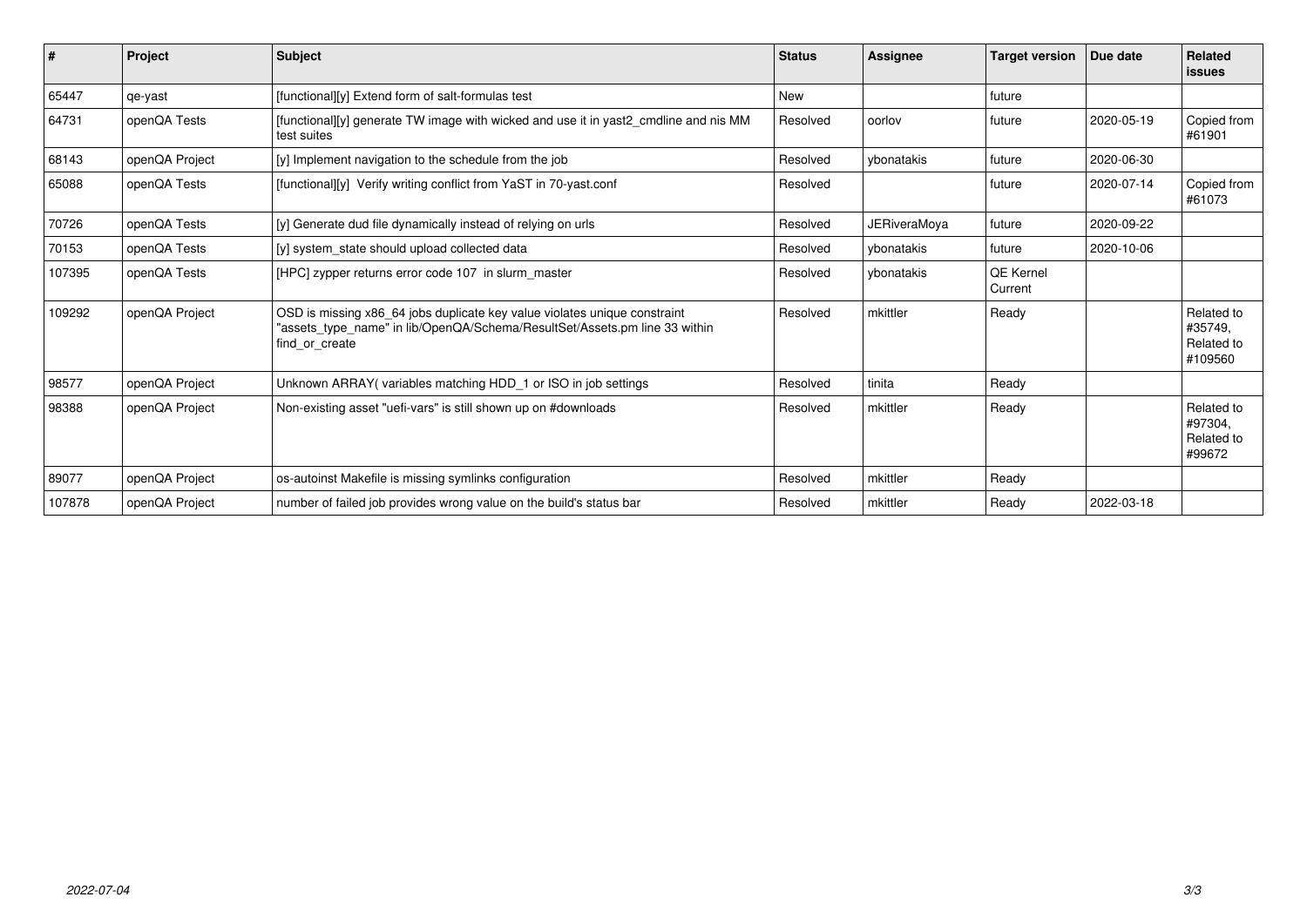| # | Project | Subject | Status | Assignee | Target version | Due date | Related issues |
|---|---|---|---|---|---|---|---|
| 65447 | qe-yast | [functional][y] Extend form of salt-formulas test | New | | future | | |
| 64731 | openQA Tests | [functional][y] generate TW image with wicked and use it in yast2_cmdline and nis MM test suites | Resolved | oorlov | future | 2020-05-19 | Copied from #61901 |
| 68143 | openQA Project | [y] Implement navigation to the schedule from the job | Resolved | ybonatakis | future | 2020-06-30 | |
| 65088 | openQA Tests | [functional][y] Verify writing conflict from YaST in 70-yast.conf | Resolved | | future | 2020-07-14 | Copied from #61073 |
| 70726 | openQA Tests | [y] Generate dud file dynamically instead of relying on urls | Resolved | JERiveraMoya | future | 2020-09-22 | |
| 70153 | openQA Tests | [y] system_state should upload collected data | Resolved | ybonatakis | future | 2020-10-06 | |
| 107395 | openQA Tests | [HPC] zypper returns error code 107 in slurm_master | Resolved | ybonatakis | QE Kernel Current | | |
| 109292 | openQA Project | OSD is missing x86_64 jobs duplicate key value violates unique constraint "assets_type_name" in lib/OpenQA/Schema/ResultSet/Assets.pm line 33 within find_or_create | Resolved | mkittler | Ready | | Related to #35749, Related to #109560 |
| 98577 | openQA Project | Unknown ARRAY( variables matching HDD_1 or ISO in job settings | Resolved | tinita | Ready | | |
| 98388 | openQA Project | Non-existing asset "uefi-vars" is still shown up on #downloads | Resolved | mkittler | Ready | | Related to #97304, Related to #99672 |
| 89077 | openQA Project | os-autoinst Makefile is missing symlinks configuration | Resolved | mkittler | Ready | | |
| 107878 | openQA Project | number of failed job provides wrong value on the build's status bar | Resolved | mkittler | Ready | 2022-03-18 | |